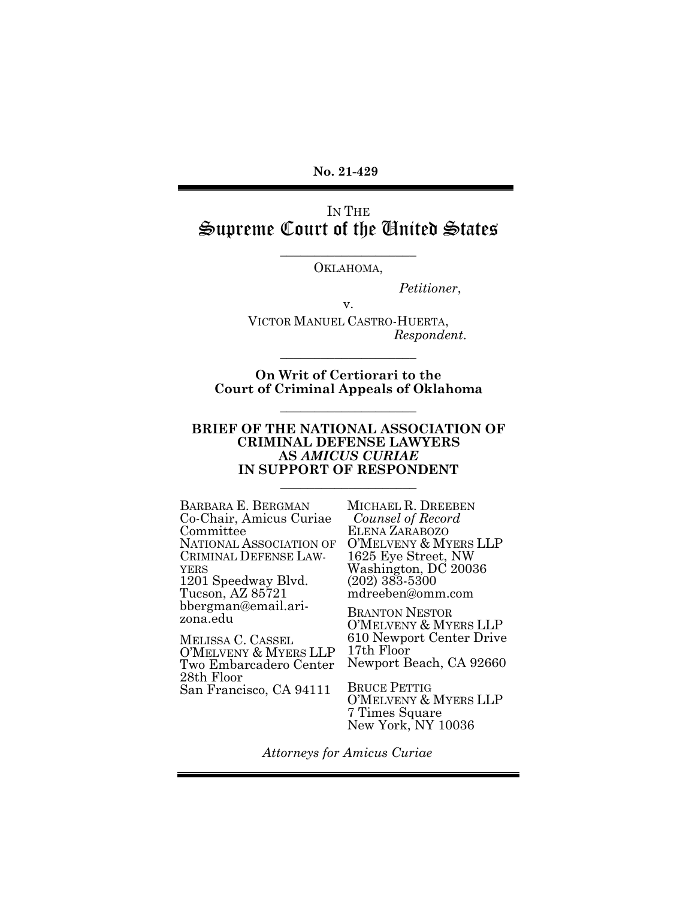**No. 21-429**

---

IN THE
# Supreme Court of the United States

---

OKLAHOMA,

*Petitioner*,

v.

VICTOR MANUEL CASTRO-HUERTA,

*Respondent*.

---

**On Writ of Certiorari to the Court of Criminal Appeals of Oklahoma**

---

**BRIEF OF THE NATIONAL ASSOCIATION OF CRIMINAL DEFENSE LAWYERS AS *AMICUS CURIAE* IN SUPPORT OF RESPONDENT**

---

BARBARA E. BERGMAN
Co-Chair, Amicus Curiae Committee
NATIONAL ASSOCIATION OF CRIMINAL DEFENSE LAWYERS
1201 Speedway Blvd.
Tucson, AZ 85721
bbergman@email.arizona.edu

MELISSA C. CASSEL
O'MELVENY & MYERS LLP
Two Embarcadero Center
28th Floor
San Francisco, CA 94111

MICHAEL R. DREEBEN
*Counsel of Record*
ELENA ZARABOZO
O'MELVENY & MYERS LLP
1625 Eye Street, NW
Washington, DC 20036
(202) 383-5300
mdreeben@omm.com

BRANTON NESTOR
O'MELVENY & MYERS LLP
610 Newport Center Drive
17th Floor
Newport Beach, CA 92660

BRUCE PETTIG
O'MELVENY & MYERS LLP
7 Times Square
New York, NY 10036

*Attorneys for Amicus Curiae*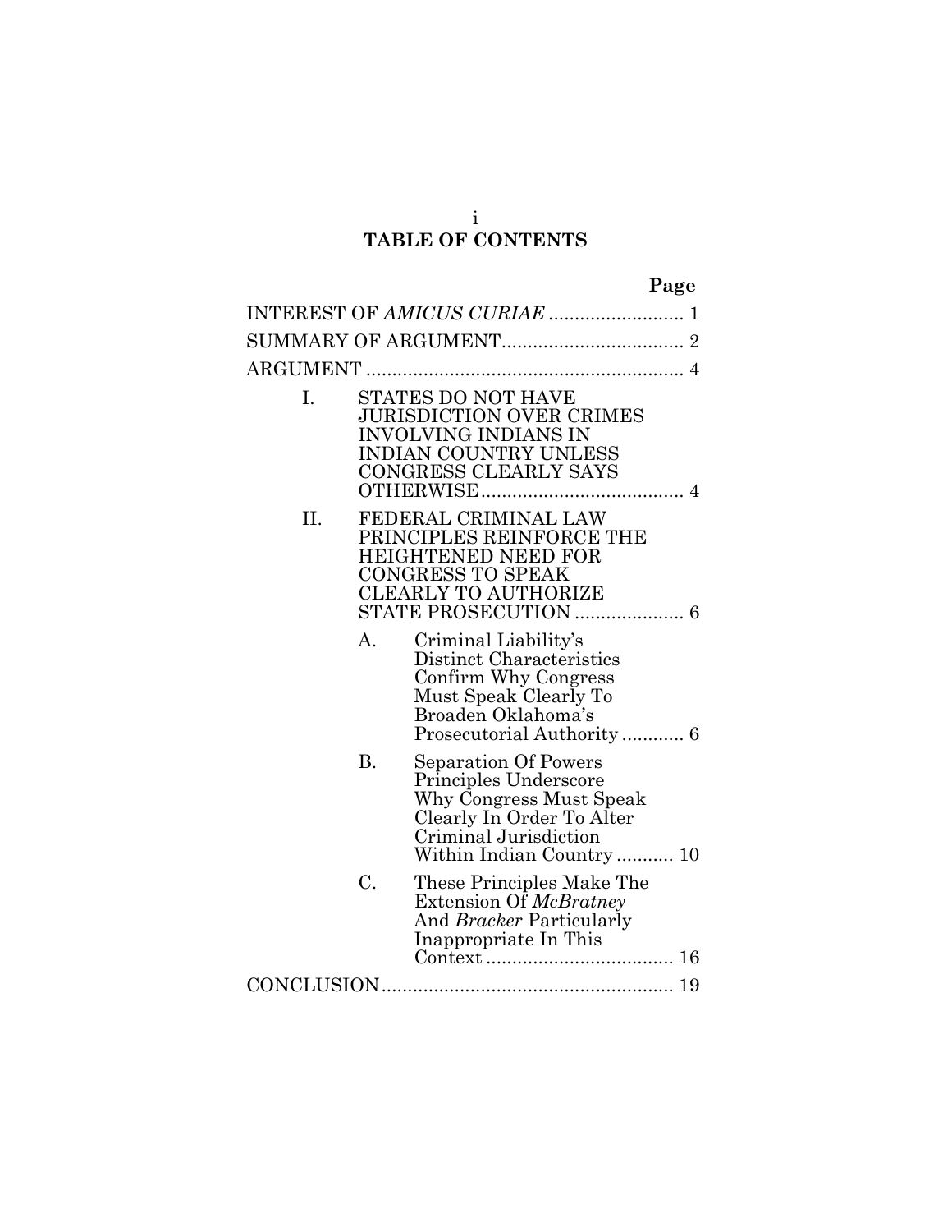# TABLE OF CONTENTS

| | | | Page |
|---|---|---|---|
| INTEREST OF *AMICUS CURIAE* | | | 1 |
| SUMMARY OF ARGUMENT | | | 2 |
| ARGUMENT | | | 4 |
| | I. | STATES DO NOT HAVE JURISDICTION OVER CRIMES INVOLVING INDIANS IN INDIAN COUNTRY UNLESS CONGRESS CLEARLY SAYS OTHERWISE | 4 |
| | II. | FEDERAL CRIMINAL LAW PRINCIPLES REINFORCE THE HEIGHTENED NEED FOR CONGRESS TO SPEAK CLEARLY TO AUTHORIZE STATE PROSECUTION | 6 |
| | | A. Criminal Liability's Distinct Characteristics Confirm Why Congress Must Speak Clearly To Broaden Oklahoma's Prosecutorial Authority | 6 |
| | | B. Separation Of Powers Principles Underscore Why Congress Must Speak Clearly In Order To Alter Criminal Jurisdiction Within Indian Country | 10 |
| | | C. These Principles Make The Extension Of *McBratney* And *Bracker* Particularly Inappropriate In This Context | 16 |
| CONCLUSION | | | 19 |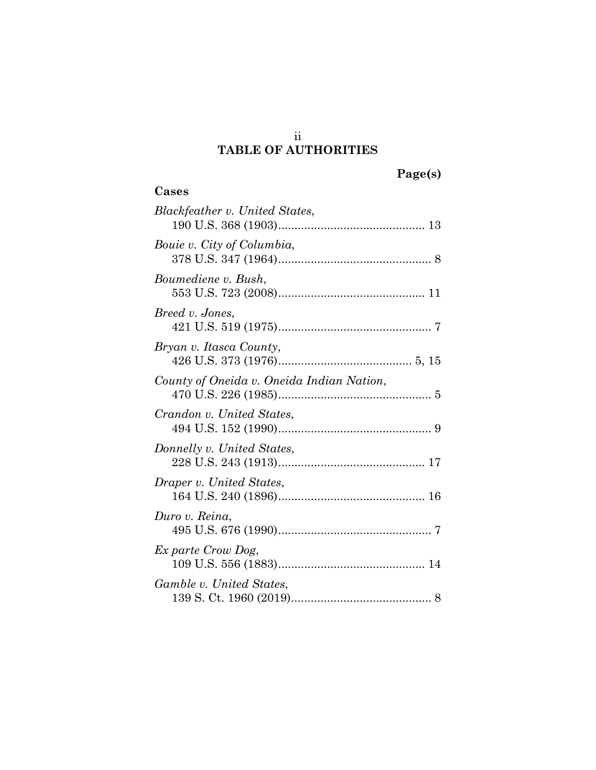# TABLE OF AUTHORITIES

**Page(s)**

**Cases**

*Blackfeather v. United States*,
190 U.S. 368 (1903)............................................ 13

*Bouie v. City of Columbia*,
378 U.S. 347 (1964).............................................. 8

*Boumediene v. Bush*,
553 U.S. 723 (2008)............................................ 11

*Breed v. Jones*,
421 U.S. 519 (1975).............................................. 7

*Bryan v. Itasca County*,
426 U.S. 373 (1976)........................................ 5, 15

*County of Oneida v. Oneida Indian Nation*,
470 U.S. 226 (1985).............................................. 5

*Crandon v. United States*,
494 U.S. 152 (1990).............................................. 9

*Donnelly v. United States*,
228 U.S. 243 (1913)............................................ 17

*Draper v. United States*,
164 U.S. 240 (1896)............................................ 16

*Duro v. Reina*,
495 U.S. 676 (1990).............................................. 7

*Ex parte Crow Dog*,
109 U.S. 556 (1883)............................................ 14

*Gamble v. United States*,
139 S. Ct. 1960 (2019).......................................... 8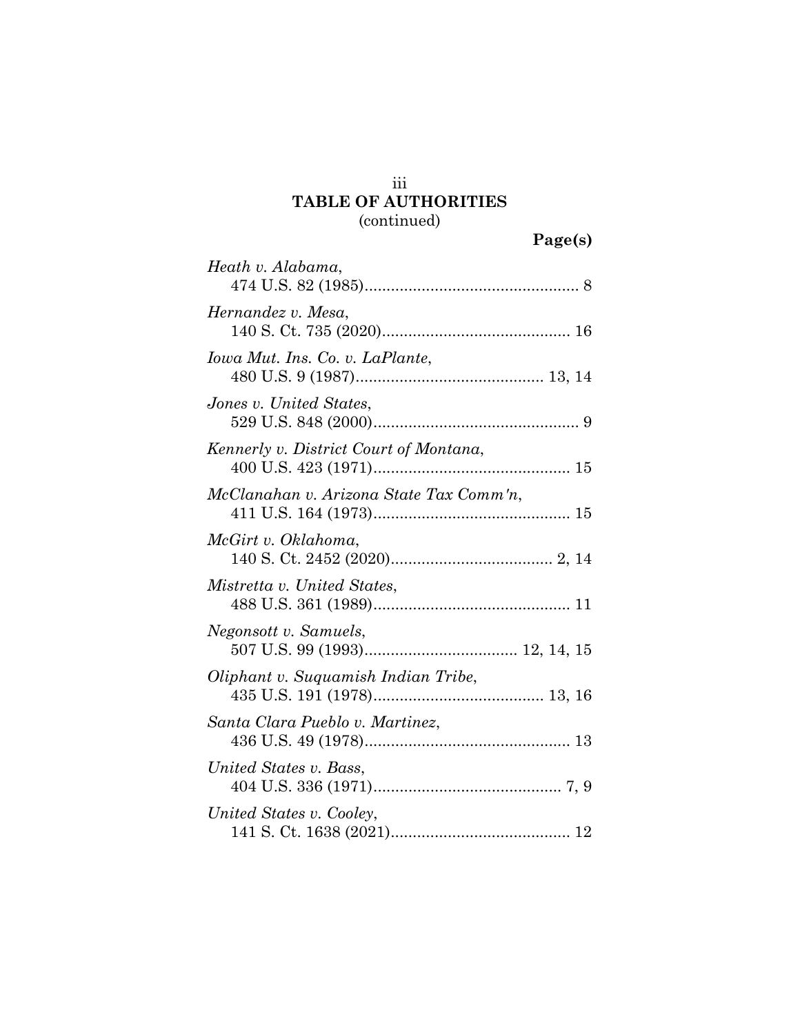**TABLE OF AUTHORITIES**
(continued)

**Page(s)**

*Heath v. Alabama*,
474 U.S. 82 (1985)................................................ 8

*Hernandez v. Mesa*,
140 S. Ct. 735 (2020).......................................... 16

*Iowa Mut. Ins. Co. v. LaPlante*,
480 U.S. 9 (1987).......................................... 13, 14

*Jones v. United States*,
529 U.S. 848 (2000).............................................. 9

*Kennerly v. District Court of Montana*,
400 U.S. 423 (1971)............................................ 15

*McClanahan v. Arizona State Tax Comm'n*,
411 U.S. 164 (1973)............................................ 15

*McGirt v. Oklahoma*,
140 S. Ct. 2452 (2020).................................... 2, 14

*Mistretta v. United States*,
488 U.S. 361 (1989)............................................ 11

*Negonsott v. Samuels*,
507 U.S. 99 (1993).................................. 12, 14, 15

*Oliphant v. Suquamish Indian Tribe*,
435 U.S. 191 (1978)...................................... 13, 16

*Santa Clara Pueblo v. Martinez*,
436 U.S. 49 (1978).............................................. 13

*United States v. Bass*,
404 U.S. 336 (1971).......................................... 7, 9

*United States v. Cooley*,
141 S. Ct. 1638 (2021)........................................ 12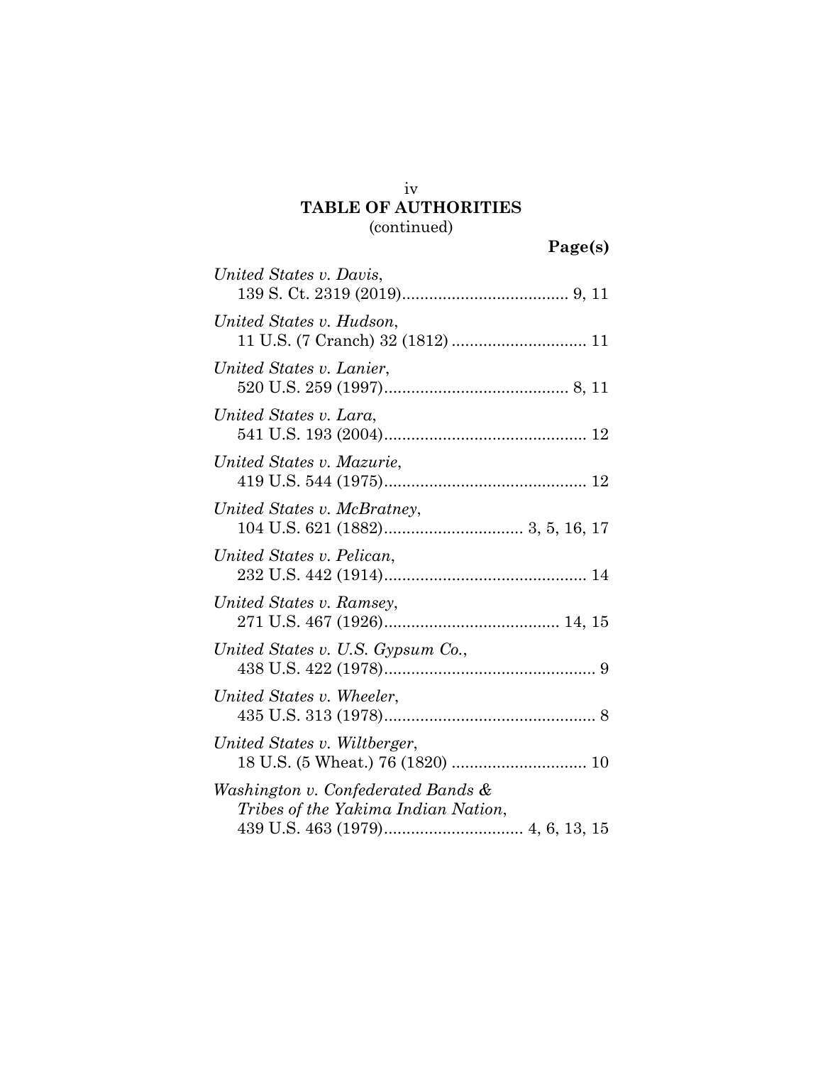**TABLE OF AUTHORITIES**
(continued)

**Page(s)**

*United States v. Davis*,
139 S. Ct. 2319 (2019)..................................... 9, 11

*United States v. Hudson*,
11 U.S. (7 Cranch) 32 (1812) .............................. 11

*United States v. Lanier*,
520 U.S. 259 (1997)......................................... 8, 11

*United States v. Lara*,
541 U.S. 193 (2004)............................................. 12

*United States v. Mazurie*,
419 U.S. 544 (1975)............................................. 12

*United States v. McBratney*,
104 U.S. 621 (1882)............................... 3, 5, 16, 17

*United States v. Pelican*,
232 U.S. 442 (1914)............................................. 14

*United States v. Ramsey*,
271 U.S. 467 (1926)....................................... 14, 15

*United States v. U.S. Gypsum Co.*,
438 U.S. 422 (1978)............................................... 9

*United States v. Wheeler*,
435 U.S. 313 (1978)............................................... 8

*United States v. Wiltberger*,
18 U.S. (5 Wheat.) 76 (1820) .............................. 10

*Washington v. Confederated Bands & Tribes of the Yakima Indian Nation*,
439 U.S. 463 (1979)............................... 4, 6, 13, 15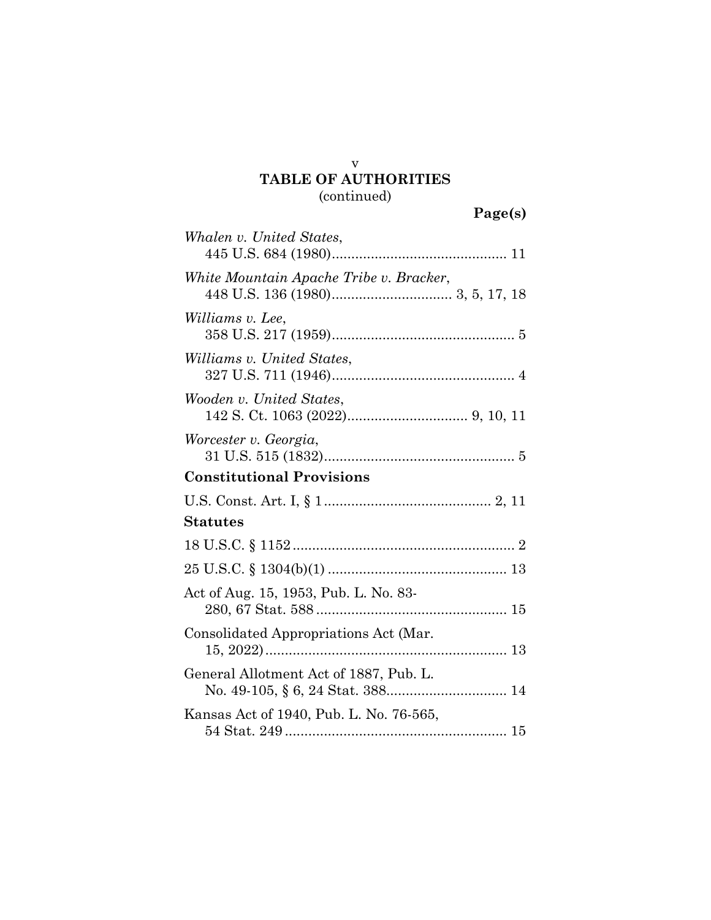## TABLE OF AUTHORITIES
(continued)

**Page(s)**

*Whalen v. United States*,
445 U.S. 684 (1980)............................................. 11

*White Mountain Apache Tribe v. Bracker*,
448 U.S. 136 (1980)............................... 3, 5, 17, 18

*Williams v. Lee*,
358 U.S. 217 (1959)............................................... 5

*Williams v. United States*,
327 U.S. 711 (1946)............................................... 4

*Wooden v. United States*,
142 S. Ct. 1063 (2022)............................... 9, 10, 11

*Worcester v. Georgia*,
31 U.S. 515 (1832)................................................. 5

**Constitutional Provisions**

U.S. Const. Art. I, § 1........................................... 2, 11

**Statutes**

18 U.S.C. § 1152......................................................... 2

25 U.S.C. § 1304(b)(1) ............................................. 13

Act of Aug. 15, 1953, Pub. L. No. 83-
280, 67 Stat. 588 ................................................. 15

Consolidated Appropriations Act (Mar.
15, 2022)............................................................... 13

General Allotment Act of 1887, Pub. L.
No. 49-105, § 6, 24 Stat. 388............................... 14

Kansas Act of 1940, Pub. L. No. 76-565,
54 Stat. 249 ......................................................... 15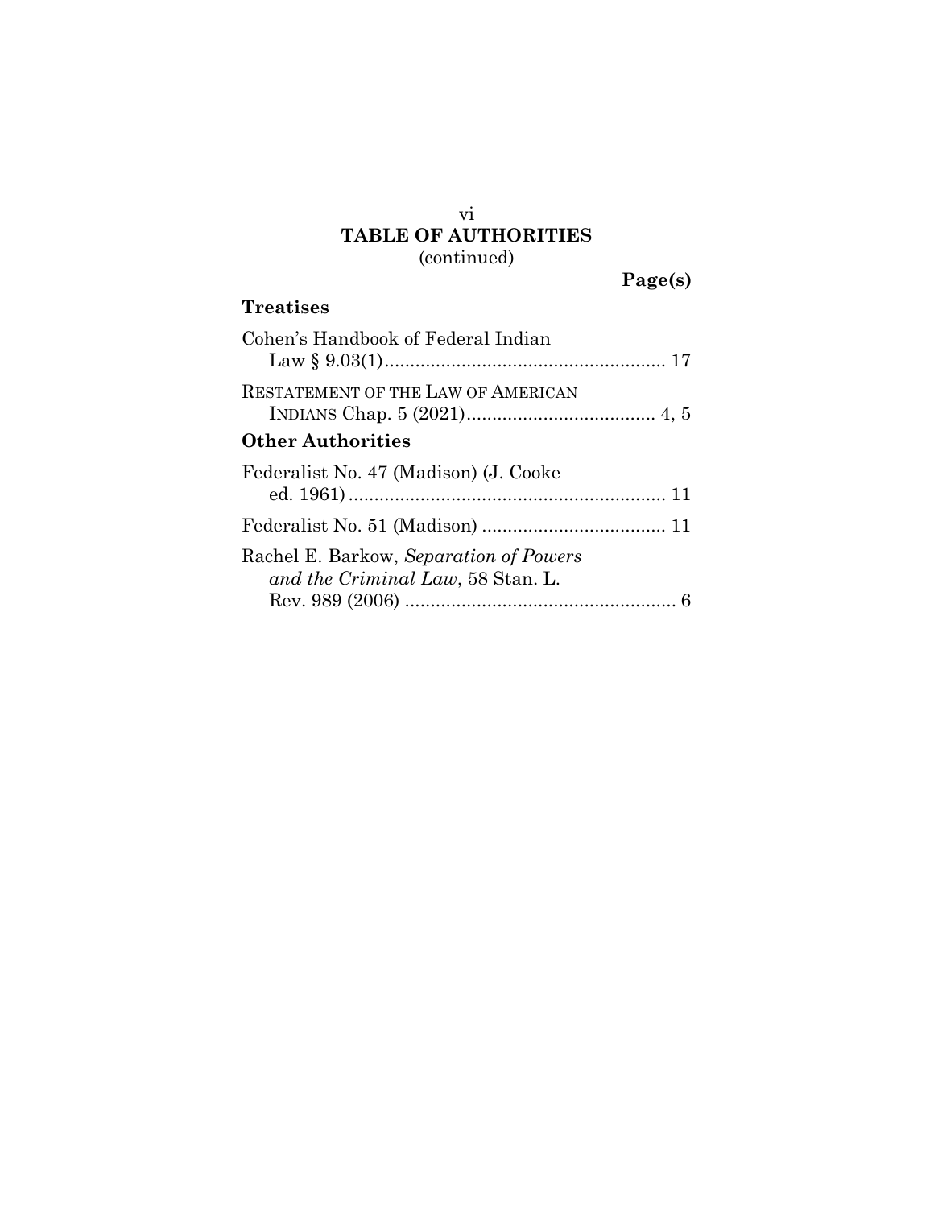## TABLE OF AUTHORITIES

(continued)

**Page(s)**

### Treatises

Cohen's Handbook of Federal Indian Law § 9.03(1) ........................................................ 17

RESTATEMENT OF THE LAW OF AMERICAN INDIANS Chap. 5 (2021) ..................................... 4, 5

### Other Authorities

Federalist No. 47 (Madison) (J. Cooke ed. 1961) ............................................................... 11

Federalist No. 51 (Madison) .................................... 11

Rachel E. Barkow, *Separation of Powers and the Criminal Law*, 58 Stan. L. Rev. 989 (2006) ..................................................... 6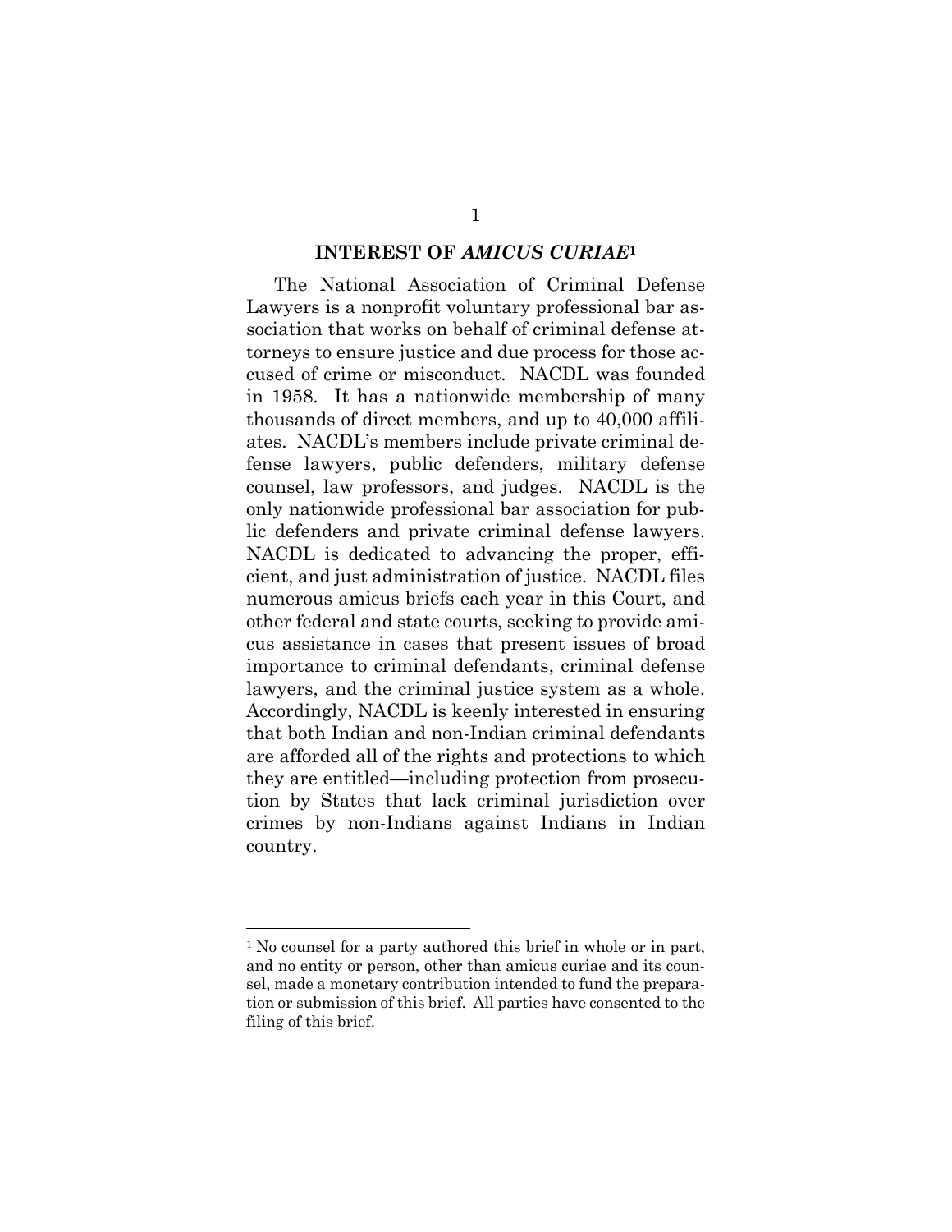## INTEREST OF *AMICUS CURIAE*[1]

The National Association of Criminal Defense Lawyers is a nonprofit voluntary professional bar association that works on behalf of criminal defense attorneys to ensure justice and due process for those accused of crime or misconduct. NACDL was founded in 1958. It has a nationwide membership of many thousands of direct members, and up to 40,000 affiliates. NACDL's members include private criminal defense lawyers, public defenders, military defense counsel, law professors, and judges. NACDL is the only nationwide professional bar association for public defenders and private criminal defense lawyers. NACDL is dedicated to advancing the proper, efficient, and just administration of justice. NACDL files numerous amicus briefs each year in this Court, and other federal and state courts, seeking to provide amicus assistance in cases that present issues of broad importance to criminal defendants, criminal defense lawyers, and the criminal justice system as a whole. Accordingly, NACDL is keenly interested in ensuring that both Indian and non-Indian criminal defendants are afforded all of the rights and protections to which they are entitled—including protection from prosecution by States that lack criminal jurisdiction over crimes by non-Indians against Indians in Indian country.

---

[1] No counsel for a party authored this brief in whole or in part, and no entity or person, other than amicus curiae and its counsel, made a monetary contribution intended to fund the preparation or submission of this brief. All parties have consented to the filing of this brief.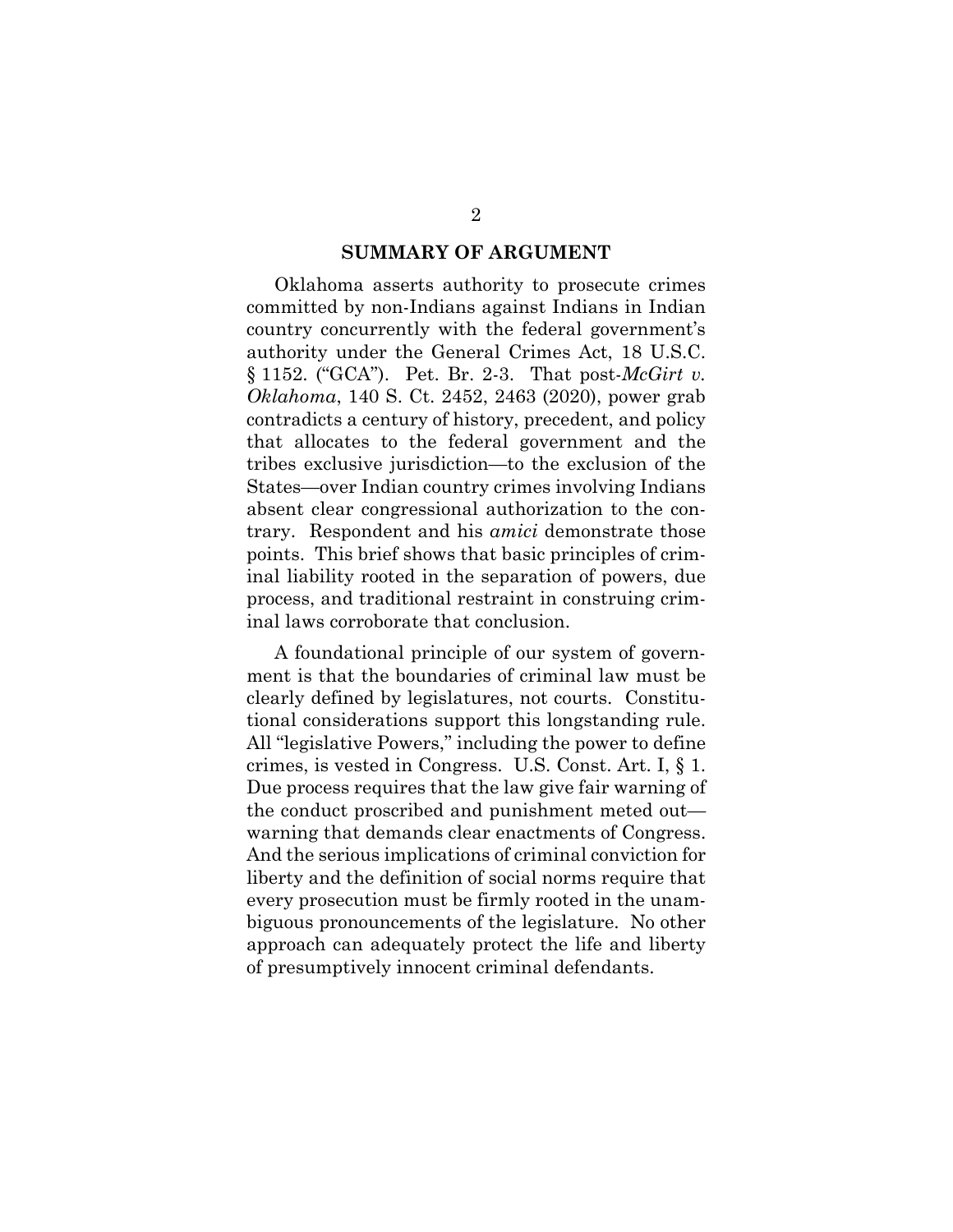## SUMMARY OF ARGUMENT

Oklahoma asserts authority to prosecute crimes committed by non-Indians against Indians in Indian country concurrently with the federal government's authority under the General Crimes Act, 18 U.S.C. § 1152. ("GCA"). Pet. Br. 2-3. That post-*McGirt v. Oklahoma*, 140 S. Ct. 2452, 2463 (2020), power grab contradicts a century of history, precedent, and policy that allocates to the federal government and the tribes exclusive jurisdiction—to the exclusion of the States—over Indian country crimes involving Indians absent clear congressional authorization to the contrary. Respondent and his *amici* demonstrate those points. This brief shows that basic principles of criminal liability rooted in the separation of powers, due process, and traditional restraint in construing criminal laws corroborate that conclusion.

A foundational principle of our system of government is that the boundaries of criminal law must be clearly defined by legislatures, not courts. Constitutional considerations support this longstanding rule. All "legislative Powers," including the power to define crimes, is vested in Congress. U.S. Const. Art. I, § 1. Due process requires that the law give fair warning of the conduct proscribed and punishment meted out—warning that demands clear enactments of Congress. And the serious implications of criminal conviction for liberty and the definition of social norms require that every prosecution must be firmly rooted in the unambiguous pronouncements of the legislature. No other approach can adequately protect the life and liberty of presumptively innocent criminal defendants.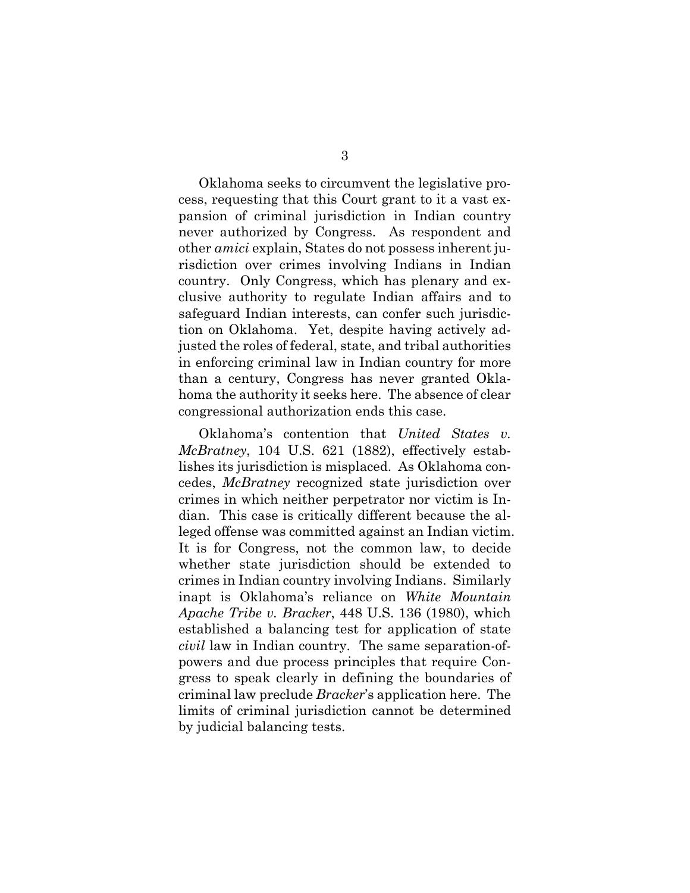Oklahoma seeks to circumvent the legislative process, requesting that this Court grant to it a vast expansion of criminal jurisdiction in Indian country never authorized by Congress. As respondent and other *amici* explain, States do not possess inherent jurisdiction over crimes involving Indians in Indian country. Only Congress, which has plenary and exclusive authority to regulate Indian affairs and to safeguard Indian interests, can confer such jurisdiction on Oklahoma. Yet, despite having actively adjusted the roles of federal, state, and tribal authorities in enforcing criminal law in Indian country for more than a century, Congress has never granted Oklahoma the authority it seeks here. The absence of clear congressional authorization ends this case.

Oklahoma's contention that *United States v. McBratney*, 104 U.S. 621 (1882), effectively establishes its jurisdiction is misplaced. As Oklahoma concedes, *McBratney* recognized state jurisdiction over crimes in which neither perpetrator nor victim is Indian. This case is critically different because the alleged offense was committed against an Indian victim. It is for Congress, not the common law, to decide whether state jurisdiction should be extended to crimes in Indian country involving Indians. Similarly inapt is Oklahoma's reliance on *White Mountain Apache Tribe v. Bracker*, 448 U.S. 136 (1980), which established a balancing test for application of state *civil* law in Indian country. The same separation-of-powers and due process principles that require Congress to speak clearly in defining the boundaries of criminal law preclude *Bracker*'s application here. The limits of criminal jurisdiction cannot be determined by judicial balancing tests.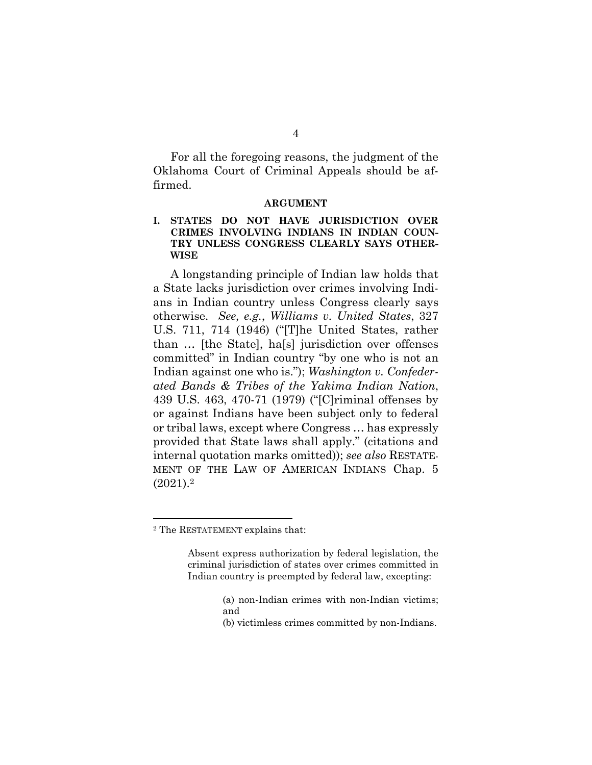For all the foregoing reasons, the judgment of the Oklahoma Court of Criminal Appeals should be affirmed.

## ARGUMENT

### I. STATES DO NOT HAVE JURISDICTION OVER CRIMES INVOLVING INDIANS IN INDIAN COUNTRY UNLESS CONGRESS CLEARLY SAYS OTHERWISE

A longstanding principle of Indian law holds that a State lacks jurisdiction over crimes involving Indians in Indian country unless Congress clearly says otherwise. *See, e.g.*, *Williams v. United States*, 327 U.S. 711, 714 (1946) ("[T]he United States, rather than … [the State], ha[s] jurisdiction over offenses committed" in Indian country "by one who is not an Indian against one who is."); *Washington v. Confederated Bands & Tribes of the Yakima Indian Nation*, 439 U.S. 463, 470-71 (1979) ("[C]riminal offenses by or against Indians have been subject only to federal or tribal laws, except where Congress … has expressly provided that State laws shall apply." (citations and internal quotation marks omitted)); *see also* RESTATEMENT OF THE LAW OF AMERICAN INDIANS Chap. 5 (2021).[2]

---

[2] The RESTATEMENT explains that:

> Absent express authorization by federal legislation, the criminal jurisdiction of states over crimes committed in Indian country is preempted by federal law, excepting:
>
> > (a) non-Indian crimes with non-Indian victims; and
> >
> > (b) victimless crimes committed by non-Indians.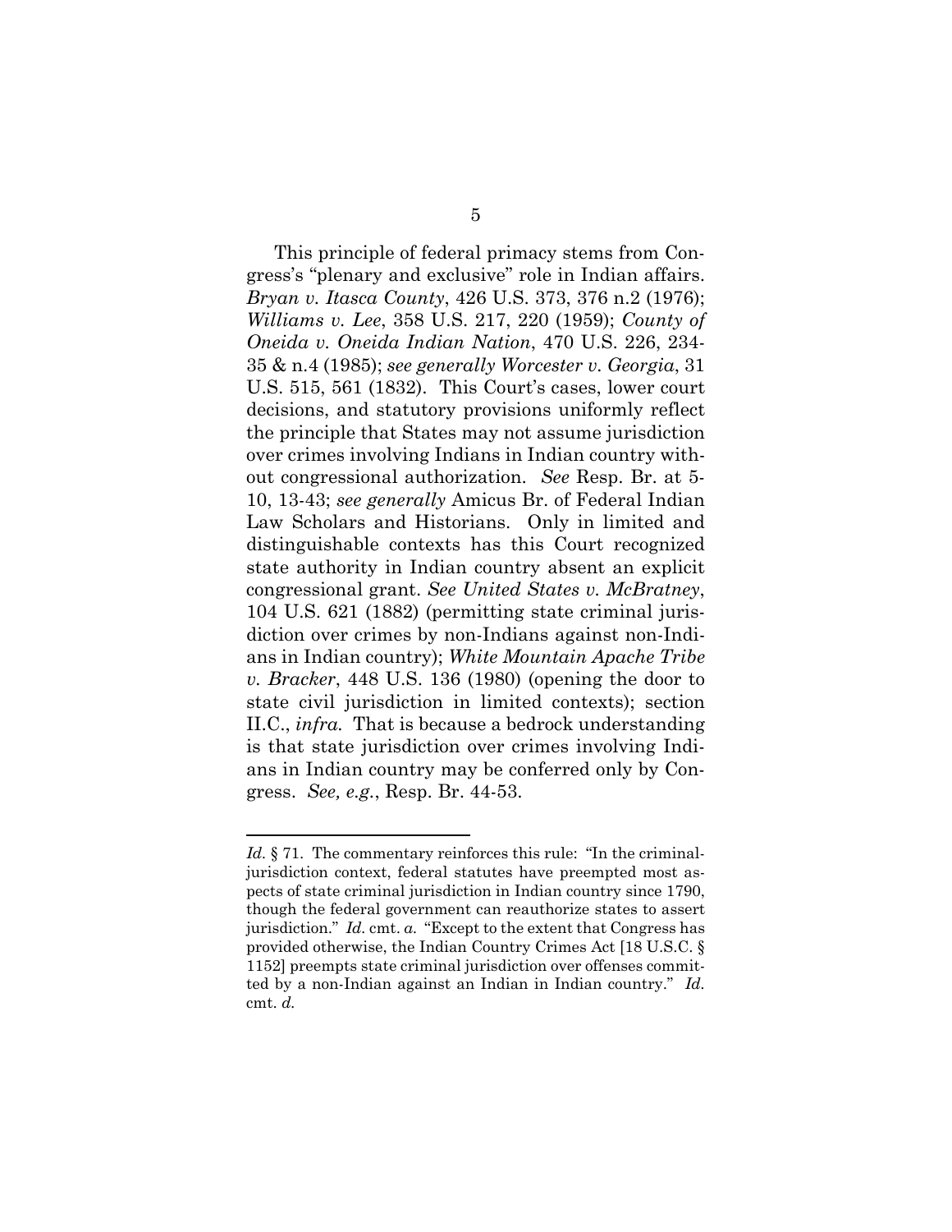This principle of federal primacy stems from Congress's "plenary and exclusive" role in Indian affairs. *Bryan v. Itasca County*, 426 U.S. 373, 376 n.2 (1976); *Williams v. Lee*, 358 U.S. 217, 220 (1959); *County of Oneida v. Oneida Indian Nation*, 470 U.S. 226, 234-35 & n.4 (1985); *see generally Worcester v. Georgia*, 31 U.S. 515, 561 (1832). This Court's cases, lower court decisions, and statutory provisions uniformly reflect the principle that States may not assume jurisdiction over crimes involving Indians in Indian country without congressional authorization. *See* Resp. Br. at 5-10, 13-43; *see generally* Amicus Br. of Federal Indian Law Scholars and Historians. Only in limited and distinguishable contexts has this Court recognized state authority in Indian country absent an explicit congressional grant. *See United States v. McBratney*, 104 U.S. 621 (1882) (permitting state criminal jurisdiction over crimes by non-Indians against non-Indians in Indian country); *White Mountain Apache Tribe v. Bracker*, 448 U.S. 136 (1980) (opening the door to state civil jurisdiction in limited contexts); section II.C., *infra.* That is because a bedrock understanding is that state jurisdiction over crimes involving Indians in Indian country may be conferred only by Congress. *See, e.g.*, Resp. Br. 44-53.

---

*Id.* § 71. The commentary reinforces this rule: "In the criminal-jurisdiction context, federal statutes have preempted most aspects of state criminal jurisdiction in Indian country since 1790, though the federal government can reauthorize states to assert jurisdiction." *Id.* cmt. *a.* "Except to the extent that Congress has provided otherwise, the Indian Country Crimes Act [18 U.S.C. § 1152] preempts state criminal jurisdiction over offenses committed by a non-Indian against an Indian in Indian country." *Id.* cmt. *d.*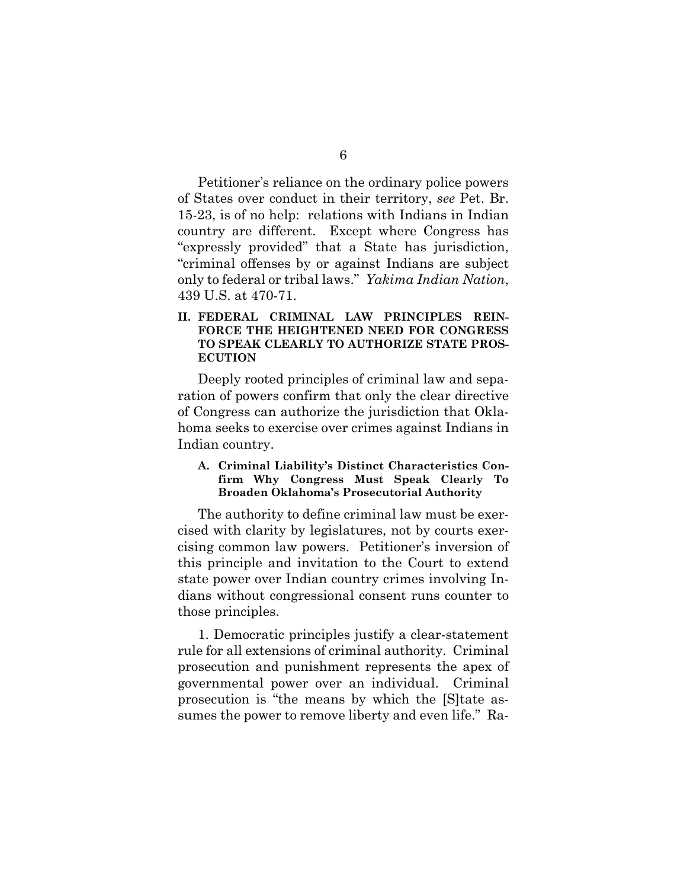Petitioner's reliance on the ordinary police powers of States over conduct in their territory, *see* Pet. Br. 15-23, is of no help: relations with Indians in Indian country are different. Except where Congress has "expressly provided" that a State has jurisdiction, "criminal offenses by or against Indians are subject only to federal or tribal laws." *Yakima Indian Nation*, 439 U.S. at 470-71.

## II. FEDERAL CRIMINAL LAW PRINCIPLES REINFORCE THE HEIGHTENED NEED FOR CONGRESS TO SPEAK CLEARLY TO AUTHORIZE STATE PROSECUTION

Deeply rooted principles of criminal law and separation of powers confirm that only the clear directive of Congress can authorize the jurisdiction that Oklahoma seeks to exercise over crimes against Indians in Indian country.

### A. Criminal Liability's Distinct Characteristics Confirm Why Congress Must Speak Clearly To Broaden Oklahoma's Prosecutorial Authority

The authority to define criminal law must be exercised with clarity by legislatures, not by courts exercising common law powers. Petitioner's inversion of this principle and invitation to the Court to extend state power over Indian country crimes involving Indians without congressional consent runs counter to those principles.

1. Democratic principles justify a clear-statement rule for all extensions of criminal authority. Criminal prosecution and punishment represents the apex of governmental power over an individual. Criminal prosecution is "the means by which the [S]tate assumes the power to remove liberty and even life." Ra-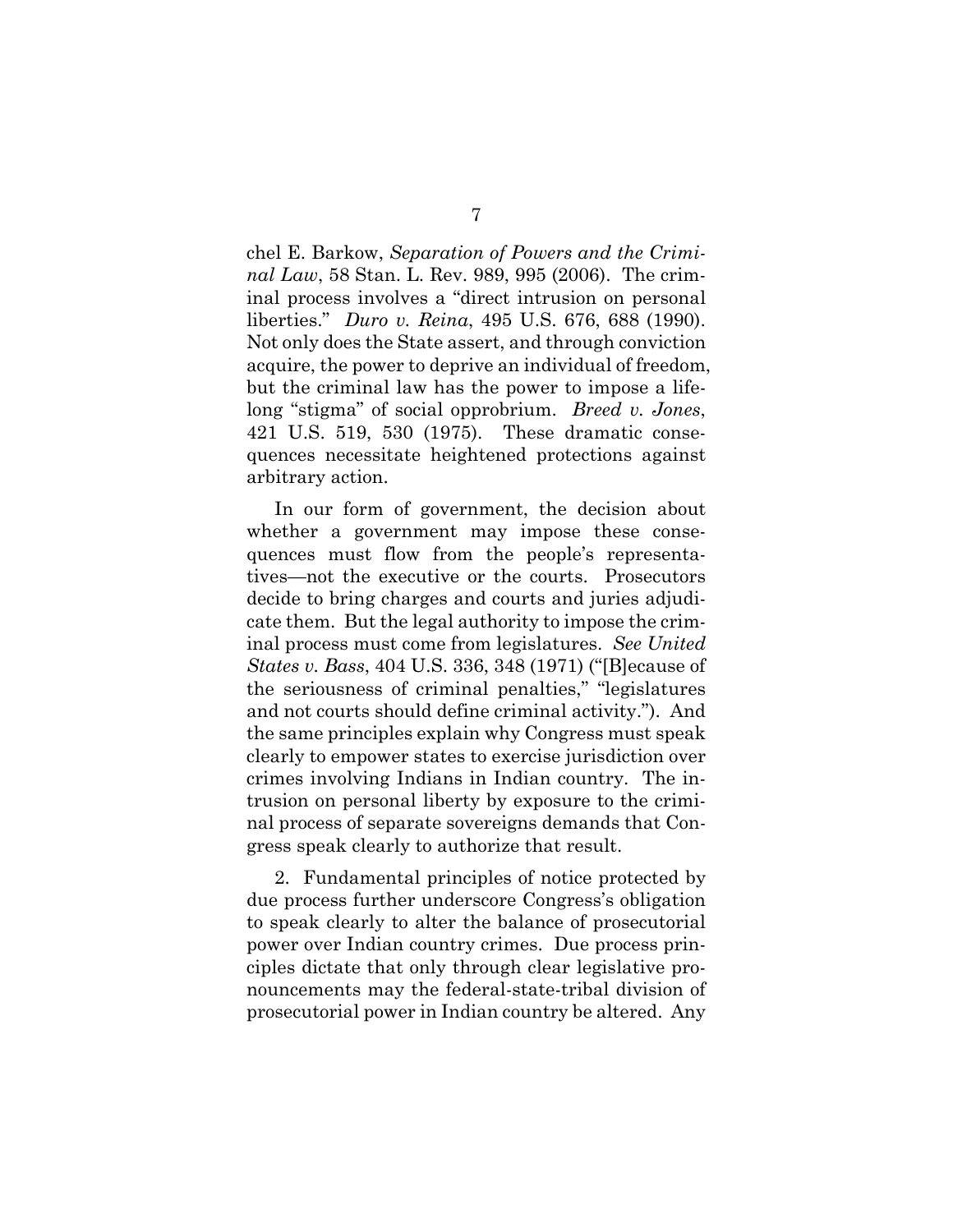chel E. Barkow, *Separation of Powers and the Criminal Law*, 58 Stan. L. Rev. 989, 995 (2006). The criminal process involves a "direct intrusion on personal liberties." *Duro v. Reina*, 495 U.S. 676, 688 (1990). Not only does the State assert, and through conviction acquire, the power to deprive an individual of freedom, but the criminal law has the power to impose a lifelong "stigma" of social opprobrium. *Breed v. Jones*, 421 U.S. 519, 530 (1975). These dramatic consequences necessitate heightened protections against arbitrary action.

In our form of government, the decision about whether a government may impose these consequences must flow from the people's representatives—not the executive or the courts. Prosecutors decide to bring charges and courts and juries adjudicate them. But the legal authority to impose the criminal process must come from legislatures. *See United States v. Bass*, 404 U.S. 336, 348 (1971) ("[B]ecause of the seriousness of criminal penalties," "legislatures and not courts should define criminal activity."). And the same principles explain why Congress must speak clearly to empower states to exercise jurisdiction over crimes involving Indians in Indian country. The intrusion on personal liberty by exposure to the criminal process of separate sovereigns demands that Congress speak clearly to authorize that result.

2. Fundamental principles of notice protected by due process further underscore Congress's obligation to speak clearly to alter the balance of prosecutorial power over Indian country crimes. Due process principles dictate that only through clear legislative pronouncements may the federal-state-tribal division of prosecutorial power in Indian country be altered. Any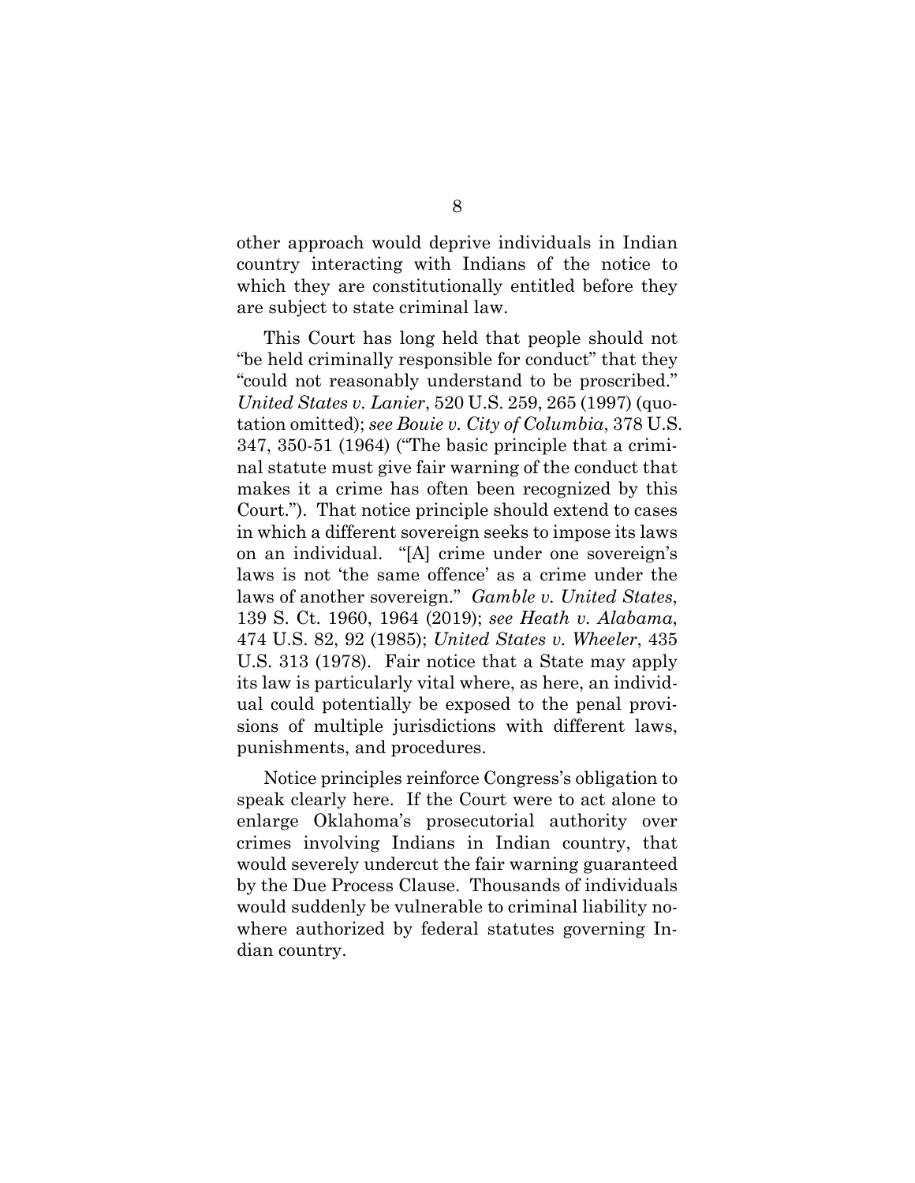other approach would deprive individuals in Indian country interacting with Indians of the notice to which they are constitutionally entitled before they are subject to state criminal law.

This Court has long held that people should not "be held criminally responsible for conduct" that they "could not reasonably understand to be proscribed." *United States v. Lanier*, 520 U.S. 259, 265 (1997) (quotation omitted); *see Bouie v. City of Columbia*, 378 U.S. 347, 350-51 (1964) ("The basic principle that a criminal statute must give fair warning of the conduct that makes it a crime has often been recognized by this Court."). That notice principle should extend to cases in which a different sovereign seeks to impose its laws on an individual. "[A] crime under one sovereign's laws is not 'the same offence' as a crime under the laws of another sovereign." *Gamble v. United States*, 139 S. Ct. 1960, 1964 (2019); *see Heath v. Alabama*, 474 U.S. 82, 92 (1985); *United States v. Wheeler*, 435 U.S. 313 (1978). Fair notice that a State may apply its law is particularly vital where, as here, an individual could potentially be exposed to the penal provisions of multiple jurisdictions with different laws, punishments, and procedures.

Notice principles reinforce Congress's obligation to speak clearly here. If the Court were to act alone to enlarge Oklahoma's prosecutorial authority over crimes involving Indians in Indian country, that would severely undercut the fair warning guaranteed by the Due Process Clause. Thousands of individuals would suddenly be vulnerable to criminal liability nowhere authorized by federal statutes governing Indian country.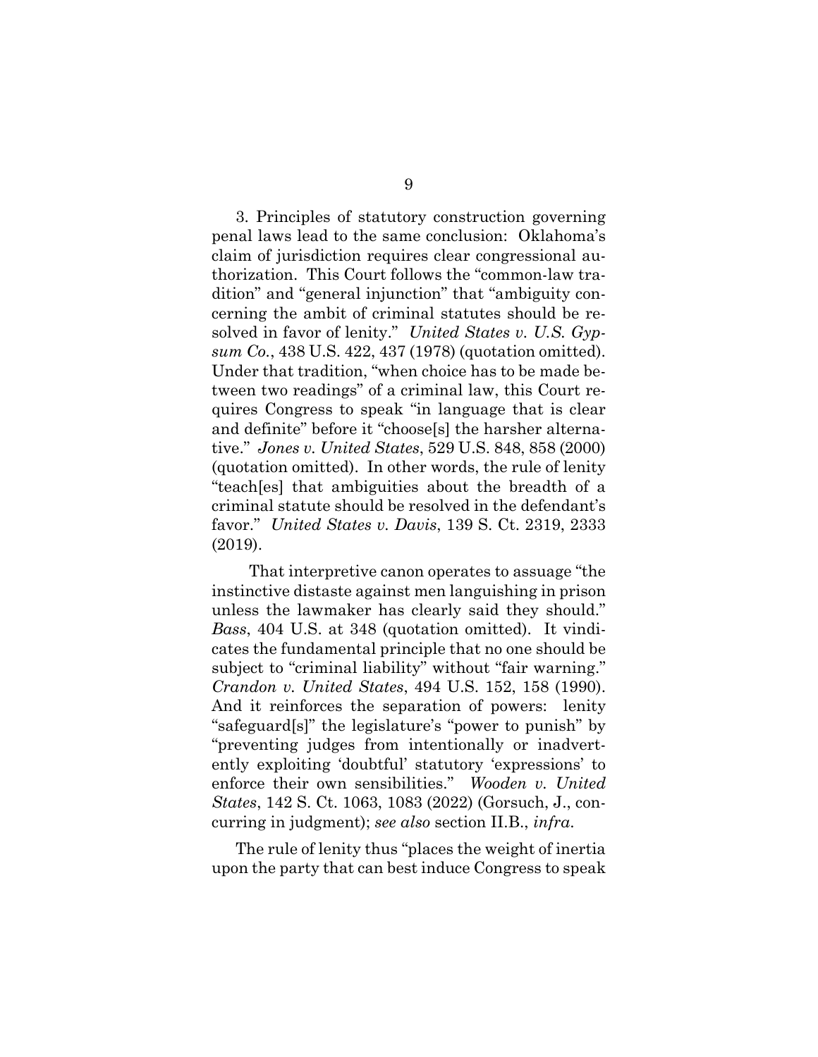3. Principles of statutory construction governing penal laws lead to the same conclusion: Oklahoma's claim of jurisdiction requires clear congressional authorization. This Court follows the "common-law tradition" and "general injunction" that "ambiguity concerning the ambit of criminal statutes should be resolved in favor of lenity." *United States v. U.S. Gypsum Co.*, 438 U.S. 422, 437 (1978) (quotation omitted). Under that tradition, "when choice has to be made between two readings" of a criminal law, this Court requires Congress to speak "in language that is clear and definite" before it "choose[s] the harsher alternative." *Jones v. United States*, 529 U.S. 848, 858 (2000) (quotation omitted). In other words, the rule of lenity "teach[es] that ambiguities about the breadth of a criminal statute should be resolved in the defendant's favor." *United States v. Davis*, 139 S. Ct. 2319, 2333 (2019).

That interpretive canon operates to assuage "the instinctive distaste against men languishing in prison unless the lawmaker has clearly said they should." *Bass*, 404 U.S. at 348 (quotation omitted). It vindicates the fundamental principle that no one should be subject to "criminal liability" without "fair warning." *Crandon v. United States*, 494 U.S. 152, 158 (1990). And it reinforces the separation of powers: lenity "safeguard[s]" the legislature's "power to punish" by "preventing judges from intentionally or inadvertently exploiting 'doubtful' statutory 'expressions' to enforce their own sensibilities." *Wooden v. United States*, 142 S. Ct. 1063, 1083 (2022) (Gorsuch, J., concurring in judgment); *see also* section II.B., *infra*.

The rule of lenity thus "places the weight of inertia upon the party that can best induce Congress to speak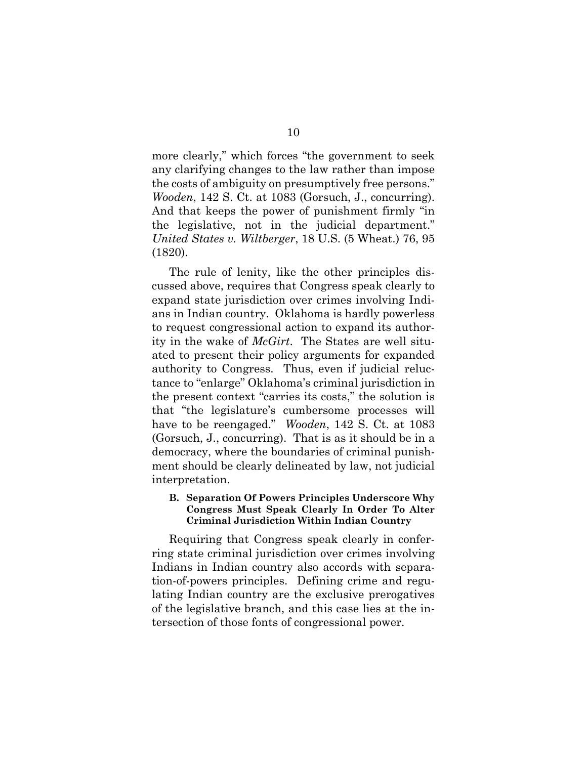more clearly," which forces "the government to seek any clarifying changes to the law rather than impose the costs of ambiguity on presumptively free persons." *Wooden*, 142 S. Ct. at 1083 (Gorsuch, J., concurring). And that keeps the power of punishment firmly "in the legislative, not in the judicial department." *United States v. Wiltberger*, 18 U.S. (5 Wheat.) 76, 95 (1820).

The rule of lenity, like the other principles discussed above, requires that Congress speak clearly to expand state jurisdiction over crimes involving Indians in Indian country. Oklahoma is hardly powerless to request congressional action to expand its authority in the wake of *McGirt*. The States are well situated to present their policy arguments for expanded authority to Congress. Thus, even if judicial reluctance to "enlarge" Oklahoma's criminal jurisdiction in the present context "carries its costs," the solution is that "the legislature's cumbersome processes will have to be reengaged." *Wooden*, 142 S. Ct. at 1083 (Gorsuch, J., concurring). That is as it should be in a democracy, where the boundaries of criminal punishment should be clearly delineated by law, not judicial interpretation.

### B. Separation Of Powers Principles Underscore Why Congress Must Speak Clearly In Order To Alter Criminal Jurisdiction Within Indian Country

Requiring that Congress speak clearly in conferring state criminal jurisdiction over crimes involving Indians in Indian country also accords with separation-of-powers principles. Defining crime and regulating Indian country are the exclusive prerogatives of the legislative branch, and this case lies at the intersection of those fonts of congressional power.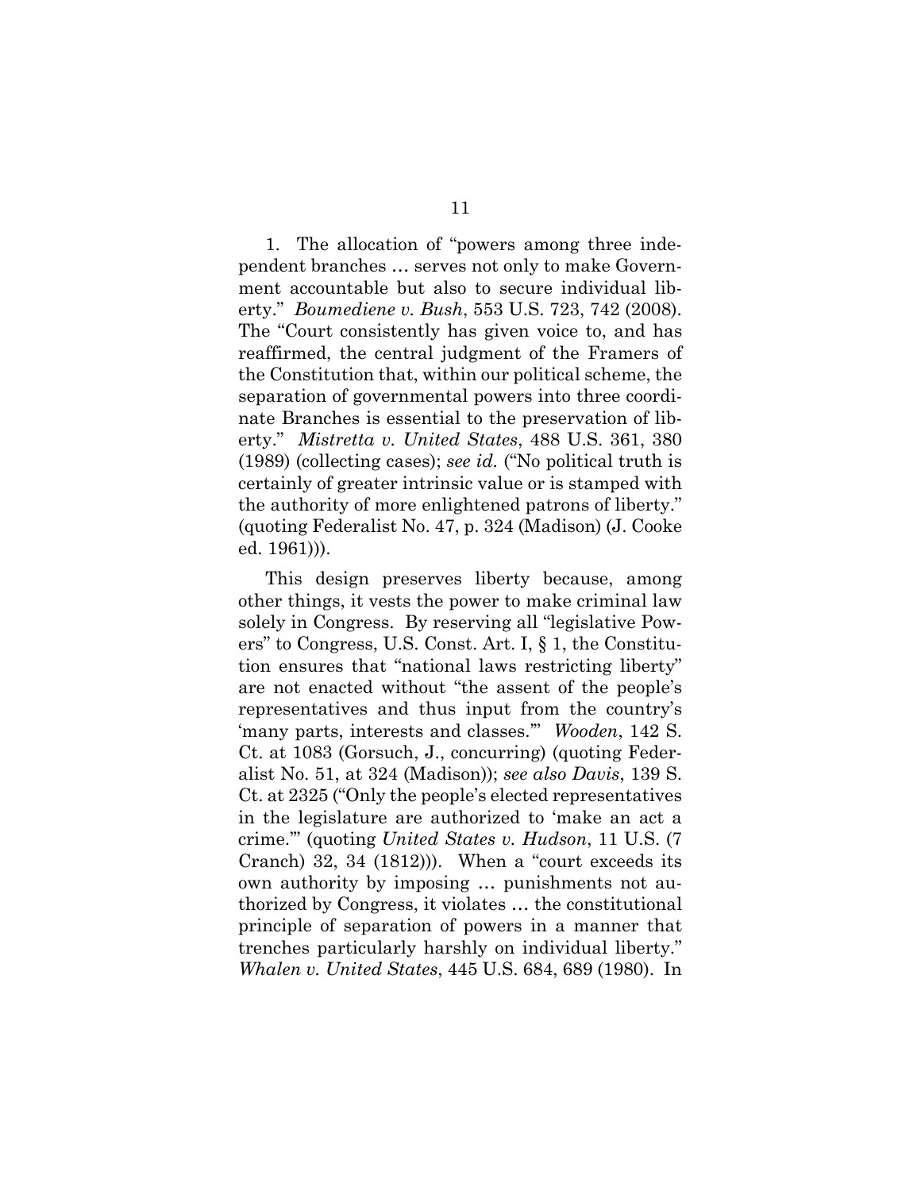1. The allocation of "powers among three independent branches … serves not only to make Government accountable but also to secure individual liberty." *Boumediene v. Bush*, 553 U.S. 723, 742 (2008). The "Court consistently has given voice to, and has reaffirmed, the central judgment of the Framers of the Constitution that, within our political scheme, the separation of governmental powers into three coordinate Branches is essential to the preservation of liberty." *Mistretta v. United States*, 488 U.S. 361, 380 (1989) (collecting cases); *see id.* ("No political truth is certainly of greater intrinsic value or is stamped with the authority of more enlightened patrons of liberty." (quoting Federalist No. 47, p. 324 (Madison) (J. Cooke ed. 1961))).

This design preserves liberty because, among other things, it vests the power to make criminal law solely in Congress. By reserving all "legislative Powers" to Congress, U.S. Const. Art. I, § 1, the Constitution ensures that "national laws restricting liberty" are not enacted without "the assent of the people's representatives and thus input from the country's 'many parts, interests and classes.'" *Wooden*, 142 S. Ct. at 1083 (Gorsuch, J., concurring) (quoting Federalist No. 51, at 324 (Madison)); *see also Davis*, 139 S. Ct. at 2325 ("Only the people's elected representatives in the legislature are authorized to 'make an act a crime.'" (quoting *United States v. Hudson*, 11 U.S. (7 Cranch) 32, 34 (1812))). When a "court exceeds its own authority by imposing … punishments not authorized by Congress, it violates … the constitutional principle of separation of powers in a manner that trenches particularly harshly on individual liberty." *Whalen v. United States*, 445 U.S. 684, 689 (1980). In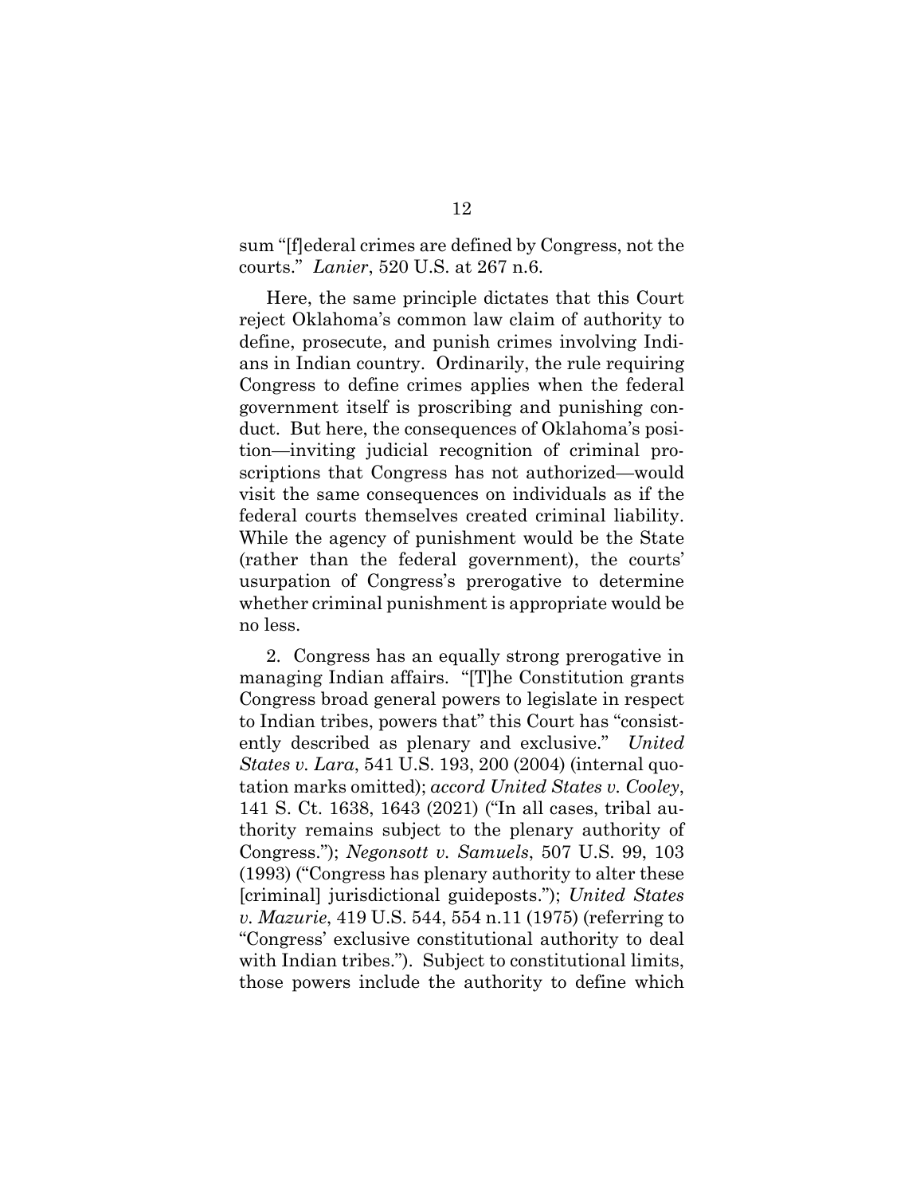sum "[f]ederal crimes are defined by Congress, not the courts." *Lanier*, 520 U.S. at 267 n.6.

Here, the same principle dictates that this Court reject Oklahoma's common law claim of authority to define, prosecute, and punish crimes involving Indians in Indian country. Ordinarily, the rule requiring Congress to define crimes applies when the federal government itself is proscribing and punishing conduct. But here, the consequences of Oklahoma's position—inviting judicial recognition of criminal proscriptions that Congress has not authorized—would visit the same consequences on individuals as if the federal courts themselves created criminal liability. While the agency of punishment would be the State (rather than the federal government), the courts' usurpation of Congress's prerogative to determine whether criminal punishment is appropriate would be no less.

2. Congress has an equally strong prerogative in managing Indian affairs. "[T]he Constitution grants Congress broad general powers to legislate in respect to Indian tribes, powers that" this Court has "consistently described as plenary and exclusive." *United States v. Lara*, 541 U.S. 193, 200 (2004) (internal quotation marks omitted); *accord United States v. Cooley*, 141 S. Ct. 1638, 1643 (2021) ("In all cases, tribal authority remains subject to the plenary authority of Congress."); *Negonsott v. Samuels*, 507 U.S. 99, 103 (1993) ("Congress has plenary authority to alter these [criminal] jurisdictional guideposts."); *United States v. Mazurie*, 419 U.S. 544, 554 n.11 (1975) (referring to "Congress' exclusive constitutional authority to deal with Indian tribes."). Subject to constitutional limits, those powers include the authority to define which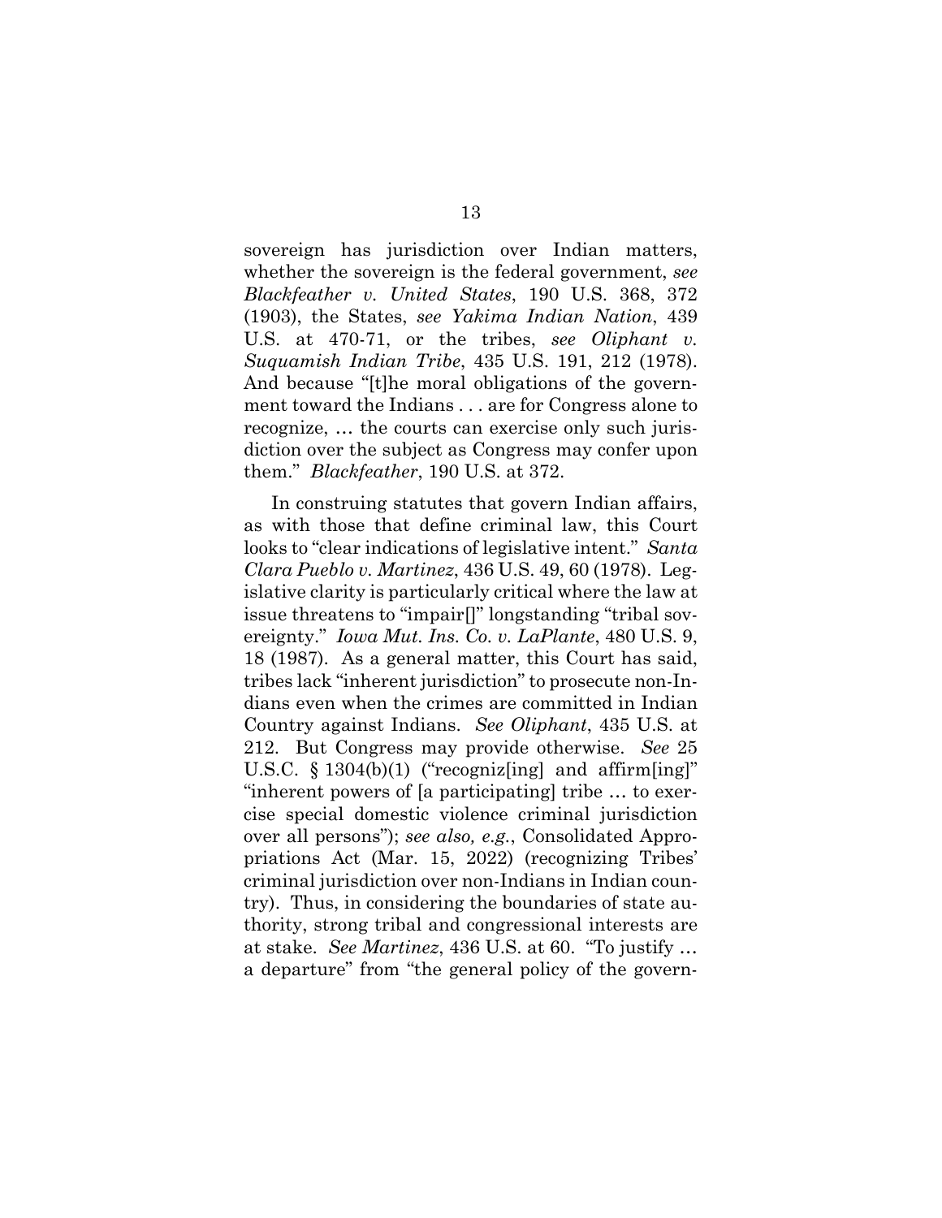sovereign has jurisdiction over Indian matters, whether the sovereign is the federal government, *see Blackfeather v. United States*, 190 U.S. 368, 372 (1903), the States, *see Yakima Indian Nation*, 439 U.S. at 470-71, or the tribes, *see Oliphant v. Suquamish Indian Tribe*, 435 U.S. 191, 212 (1978). And because "[t]he moral obligations of the government toward the Indians . . . are for Congress alone to recognize, … the courts can exercise only such jurisdiction over the subject as Congress may confer upon them." *Blackfeather*, 190 U.S. at 372.

In construing statutes that govern Indian affairs, as with those that define criminal law, this Court looks to "clear indications of legislative intent." *Santa Clara Pueblo v. Martinez*, 436 U.S. 49, 60 (1978). Legislative clarity is particularly critical where the law at issue threatens to "impair[]" longstanding "tribal sovereignty." *Iowa Mut. Ins. Co. v. LaPlante*, 480 U.S. 9, 18 (1987). As a general matter, this Court has said, tribes lack "inherent jurisdiction" to prosecute non-Indians even when the crimes are committed in Indian Country against Indians. *See Oliphant*, 435 U.S. at 212. But Congress may provide otherwise. *See* 25 U.S.C. § 1304(b)(1) ("recogniz[ing] and affirm[ing]" "inherent powers of [a participating] tribe … to exercise special domestic violence criminal jurisdiction over all persons"); *see also, e.g.*, Consolidated Appropriations Act (Mar. 15, 2022) (recognizing Tribes' criminal jurisdiction over non-Indians in Indian country). Thus, in considering the boundaries of state authority, strong tribal and congressional interests are at stake. *See Martinez*, 436 U.S. at 60. "To justify … a departure" from "the general policy of the govern-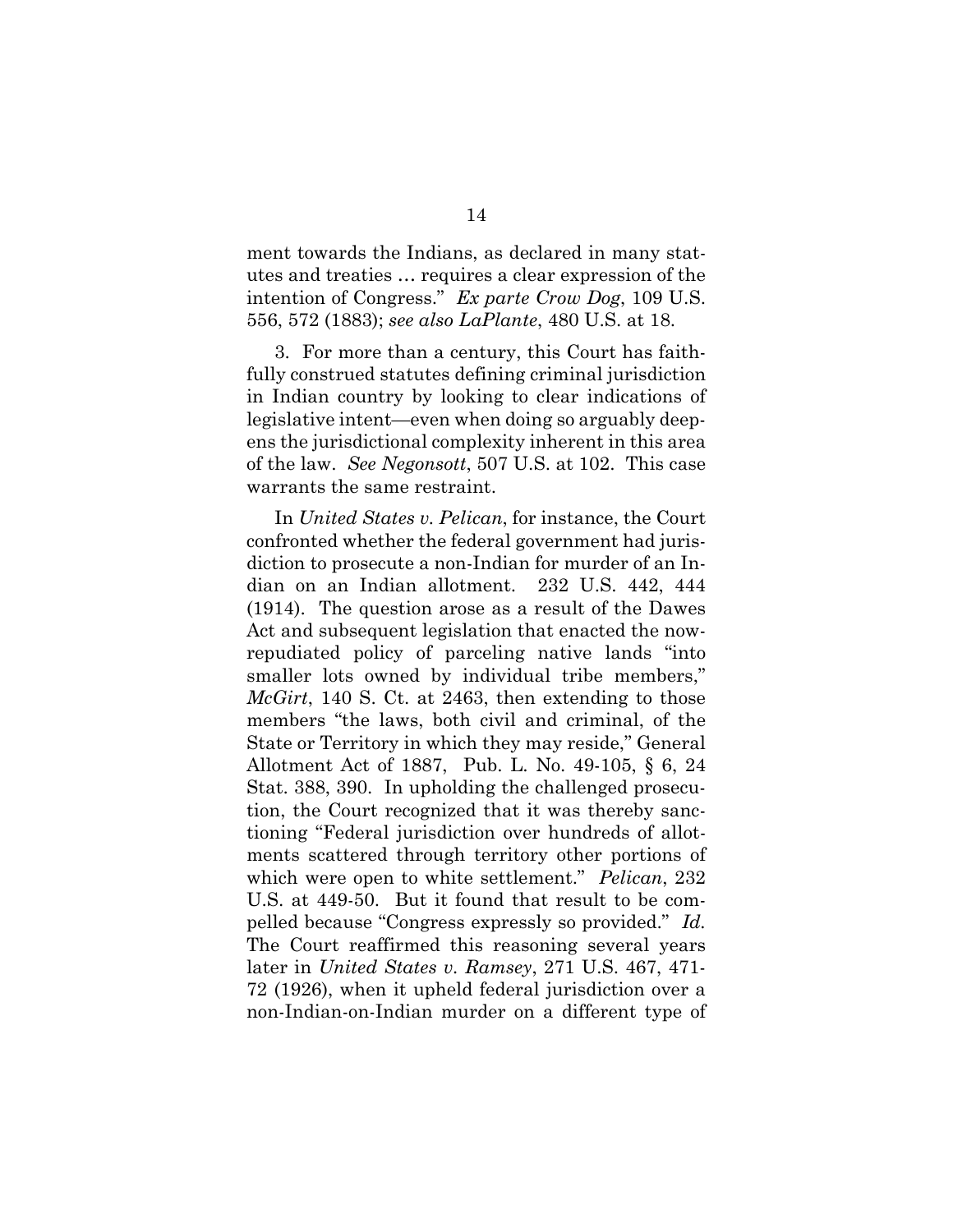ment towards the Indians, as declared in many statutes and treaties … requires a clear expression of the intention of Congress." *Ex parte Crow Dog*, 109 U.S. 556, 572 (1883); *see also LaPlante*, 480 U.S. at 18.

3. For more than a century, this Court has faithfully construed statutes defining criminal jurisdiction in Indian country by looking to clear indications of legislative intent—even when doing so arguably deepens the jurisdictional complexity inherent in this area of the law. *See Negonsott*, 507 U.S. at 102. This case warrants the same restraint.

In *United States v. Pelican*, for instance, the Court confronted whether the federal government had jurisdiction to prosecute a non-Indian for murder of an Indian on an Indian allotment. 232 U.S. 442, 444 (1914). The question arose as a result of the Dawes Act and subsequent legislation that enacted the now-repudiated policy of parceling native lands "into smaller lots owned by individual tribe members," *McGirt*, 140 S. Ct. at 2463, then extending to those members "the laws, both civil and criminal, of the State or Territory in which they may reside," General Allotment Act of 1887, Pub. L. No. 49-105, § 6, 24 Stat. 388, 390. In upholding the challenged prosecution, the Court recognized that it was thereby sanctioning "Federal jurisdiction over hundreds of allotments scattered through territory other portions of which were open to white settlement." *Pelican*, 232 U.S. at 449-50. But it found that result to be compelled because "Congress expressly so provided." *Id.* The Court reaffirmed this reasoning several years later in *United States v. Ramsey*, 271 U.S. 467, 471-72 (1926), when it upheld federal jurisdiction over a non-Indian-on-Indian murder on a different type of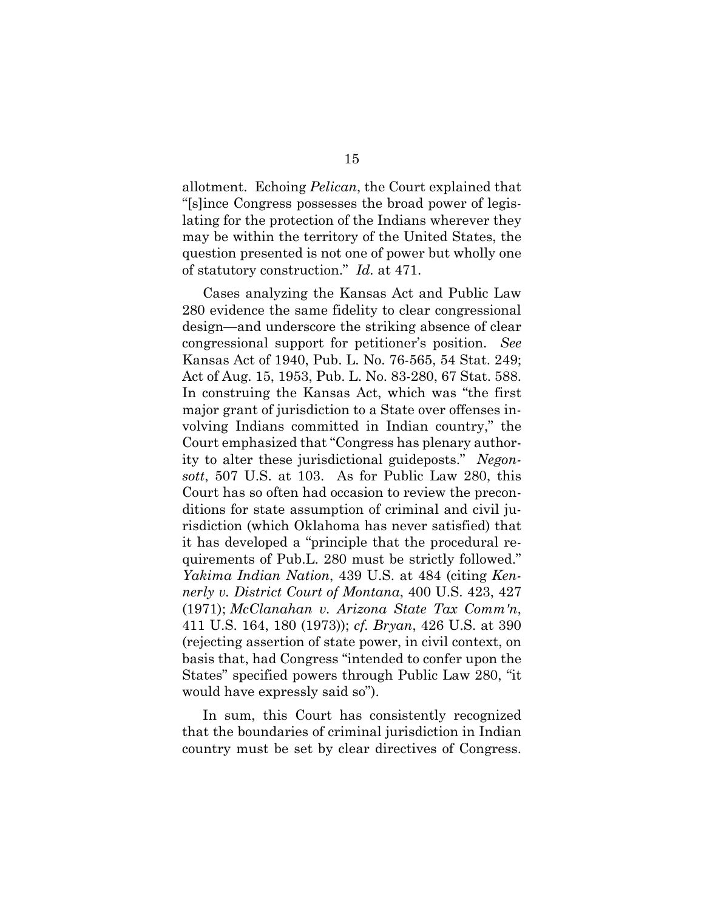allotment. Echoing *Pelican*, the Court explained that "[s]ince Congress possesses the broad power of legislating for the protection of the Indians wherever they may be within the territory of the United States, the question presented is not one of power but wholly one of statutory construction." *Id.* at 471.

Cases analyzing the Kansas Act and Public Law 280 evidence the same fidelity to clear congressional design—and underscore the striking absence of clear congressional support for petitioner's position. *See* Kansas Act of 1940, Pub. L. No. 76-565, 54 Stat. 249; Act of Aug. 15, 1953, Pub. L. No. 83-280, 67 Stat. 588. In construing the Kansas Act, which was "the first major grant of jurisdiction to a State over offenses involving Indians committed in Indian country," the Court emphasized that "Congress has plenary authority to alter these jurisdictional guideposts." *Negonsott*, 507 U.S. at 103. As for Public Law 280, this Court has so often had occasion to review the preconditions for state assumption of criminal and civil jurisdiction (which Oklahoma has never satisfied) that it has developed a "principle that the procedural requirements of Pub.L. 280 must be strictly followed." *Yakima Indian Nation*, 439 U.S. at 484 (citing *Kennerly v. District Court of Montana*, 400 U.S. 423, 427 (1971); *McClanahan v. Arizona State Tax Comm'n*, 411 U.S. 164, 180 (1973)); *cf. Bryan*, 426 U.S. at 390 (rejecting assertion of state power, in civil context, on basis that, had Congress "intended to confer upon the States" specified powers through Public Law 280, "it would have expressly said so").

In sum, this Court has consistently recognized that the boundaries of criminal jurisdiction in Indian country must be set by clear directives of Congress.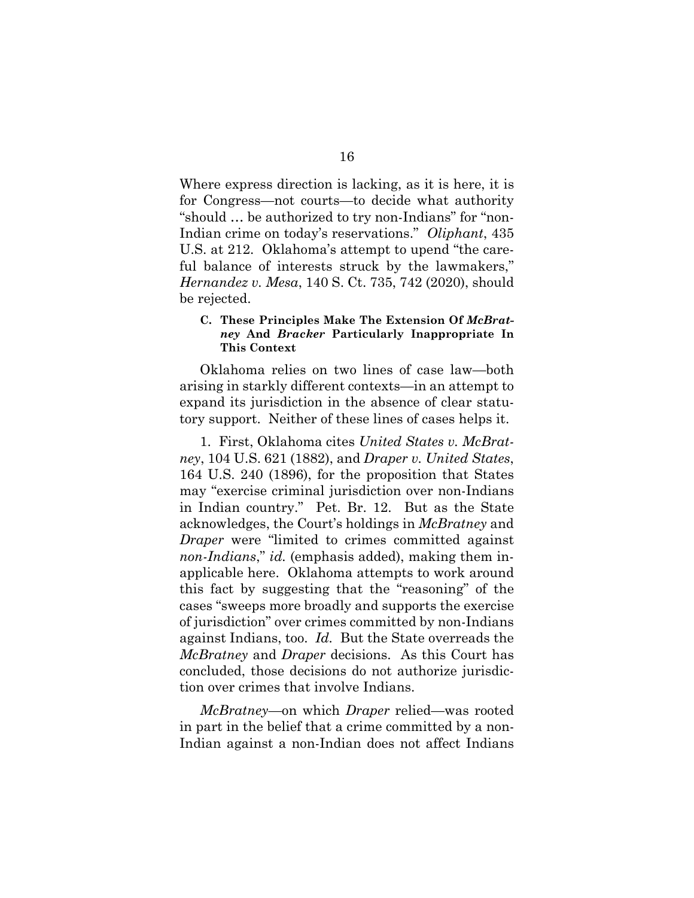Where express direction is lacking, as it is here, it is for Congress—not courts—to decide what authority "should … be authorized to try non-Indians" for "non-Indian crime on today's reservations." *Oliphant*, 435 U.S. at 212. Oklahoma's attempt to upend "the careful balance of interests struck by the lawmakers," *Hernandez v. Mesa*, 140 S. Ct. 735, 742 (2020), should be rejected.

### C. These Principles Make The Extension Of *McBratney* And *Bracker* Particularly Inappropriate In This Context

Oklahoma relies on two lines of case law—both arising in starkly different contexts—in an attempt to expand its jurisdiction in the absence of clear statutory support. Neither of these lines of cases helps it.

1. First, Oklahoma cites *United States v. McBratney*, 104 U.S. 621 (1882), and *Draper v. United States*, 164 U.S. 240 (1896), for the proposition that States may "exercise criminal jurisdiction over non-Indians in Indian country." Pet. Br. 12. But as the State acknowledges, the Court's holdings in *McBratney* and *Draper* were "limited to crimes committed against *non-Indians*," *id.* (emphasis added), making them inapplicable here. Oklahoma attempts to work around this fact by suggesting that the "reasoning" of the cases "sweeps more broadly and supports the exercise of jurisdiction" over crimes committed by non-Indians against Indians, too. *Id.* But the State overreads the *McBratney* and *Draper* decisions. As this Court has concluded, those decisions do not authorize jurisdiction over crimes that involve Indians.

*McBratney*—on which *Draper* relied—was rooted in part in the belief that a crime committed by a non-Indian against a non-Indian does not affect Indians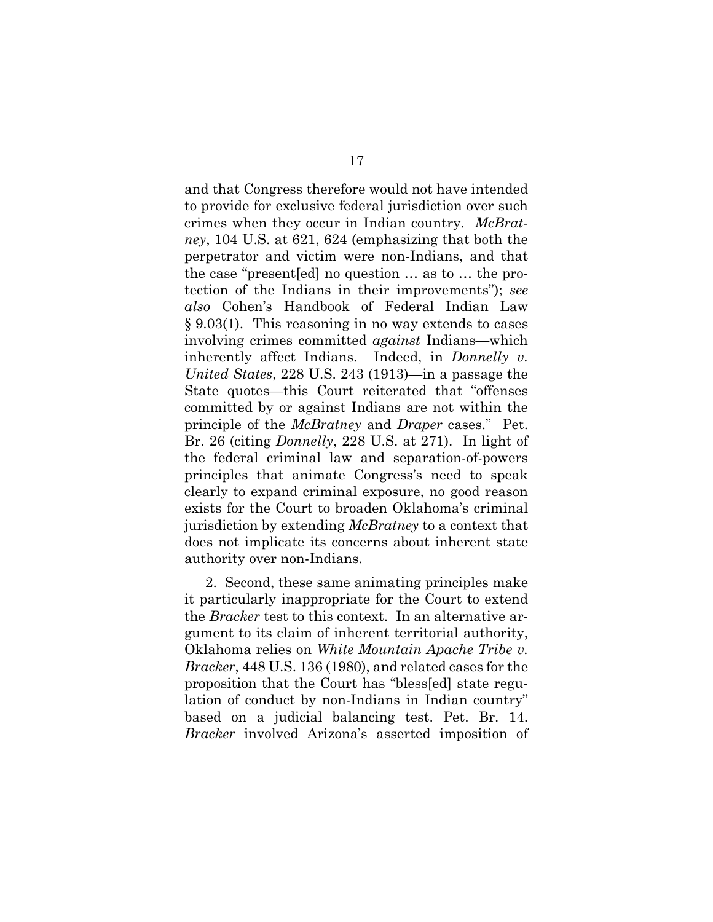and that Congress therefore would not have intended to provide for exclusive federal jurisdiction over such crimes when they occur in Indian country. *McBratney*, 104 U.S. at 621, 624 (emphasizing that both the perpetrator and victim were non-Indians, and that the case "present[ed] no question … as to … the protection of the Indians in their improvements"); *see also* Cohen's Handbook of Federal Indian Law § 9.03(1). This reasoning in no way extends to cases involving crimes committed *against* Indians—which inherently affect Indians. Indeed, in *Donnelly v. United States*, 228 U.S. 243 (1913)—in a passage the State quotes—this Court reiterated that "offenses committed by or against Indians are not within the principle of the *McBratney* and *Draper* cases." Pet. Br. 26 (citing *Donnelly*, 228 U.S. at 271). In light of the federal criminal law and separation-of-powers principles that animate Congress's need to speak clearly to expand criminal exposure, no good reason exists for the Court to broaden Oklahoma's criminal jurisdiction by extending *McBratney* to a context that does not implicate its concerns about inherent state authority over non-Indians.

2. Second, these same animating principles make it particularly inappropriate for the Court to extend the *Bracker* test to this context. In an alternative argument to its claim of inherent territorial authority, Oklahoma relies on *White Mountain Apache Tribe v. Bracker*, 448 U.S. 136 (1980), and related cases for the proposition that the Court has "bless[ed] state regulation of conduct by non-Indians in Indian country" based on a judicial balancing test. Pet. Br. 14. *Bracker* involved Arizona's asserted imposition of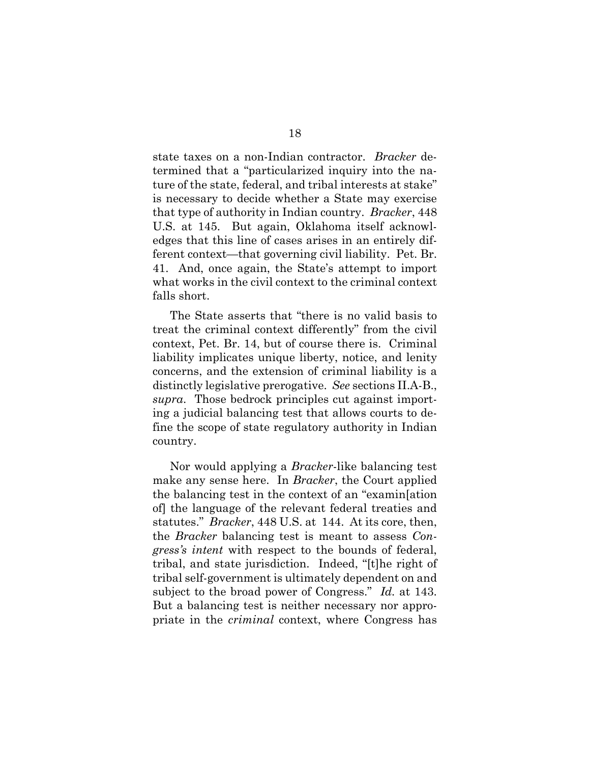state taxes on a non-Indian contractor. *Bracker* determined that a "particularized inquiry into the nature of the state, federal, and tribal interests at stake" is necessary to decide whether a State may exercise that type of authority in Indian country. *Bracker*, 448 U.S. at 145. But again, Oklahoma itself acknowledges that this line of cases arises in an entirely different context—that governing civil liability. Pet. Br. 41. And, once again, the State's attempt to import what works in the civil context to the criminal context falls short.

The State asserts that "there is no valid basis to treat the criminal context differently" from the civil context, Pet. Br. 14, but of course there is. Criminal liability implicates unique liberty, notice, and lenity concerns, and the extension of criminal liability is a distinctly legislative prerogative. *See* sections II.A-B., *supra*. Those bedrock principles cut against importing a judicial balancing test that allows courts to define the scope of state regulatory authority in Indian country.

Nor would applying a *Bracker*-like balancing test make any sense here. In *Bracker*, the Court applied the balancing test in the context of an "examin[ation of] the language of the relevant federal treaties and statutes." *Bracker*, 448 U.S. at 144. At its core, then, the *Bracker* balancing test is meant to assess *Congress's intent* with respect to the bounds of federal, tribal, and state jurisdiction. Indeed, "[t]he right of tribal self-government is ultimately dependent on and subject to the broad power of Congress." *Id.* at 143. But a balancing test is neither necessary nor appropriate in the *criminal* context, where Congress has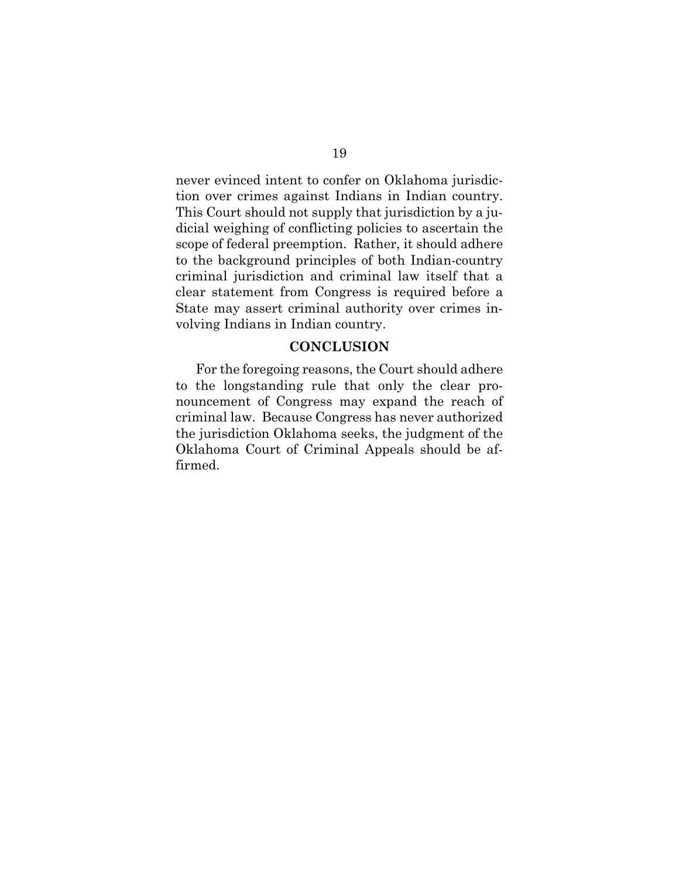never evinced intent to confer on Oklahoma jurisdiction over crimes against Indians in Indian country. This Court should not supply that jurisdiction by a judicial weighing of conflicting policies to ascertain the scope of federal preemption. Rather, it should adhere to the background principles of both Indian-country criminal jurisdiction and criminal law itself that a clear statement from Congress is required before a State may assert criminal authority over crimes involving Indians in Indian country.

## CONCLUSION

For the foregoing reasons, the Court should adhere to the longstanding rule that only the clear pronouncement of Congress may expand the reach of criminal law. Because Congress has never authorized the jurisdiction Oklahoma seeks, the judgment of the Oklahoma Court of Criminal Appeals should be affirmed.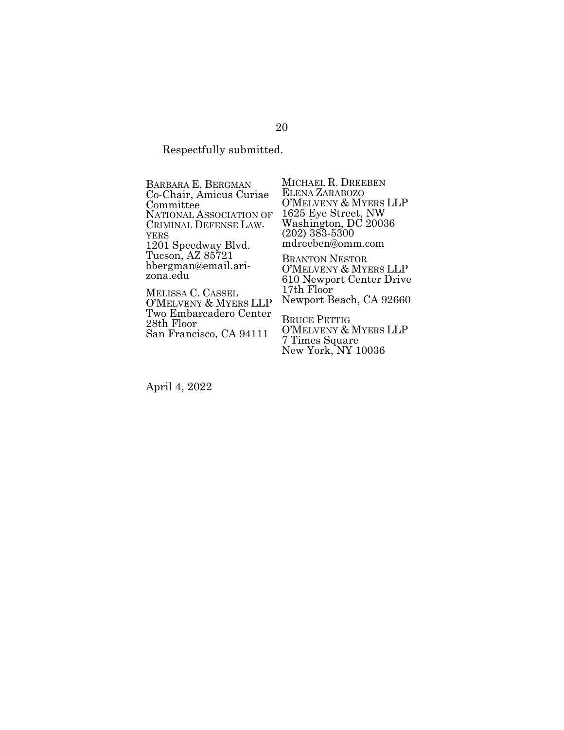Respectfully submitted.

BARBARA E. BERGMAN
Co-Chair, Amicus Curiae Committee
NATIONAL ASSOCIATION OF CRIMINAL DEFENSE LAWYERS
1201 Speedway Blvd.
Tucson, AZ 85721
bbergman@email.arizona.edu

MELISSA C. CASSEL
O'MELVENY & MYERS LLP
Two Embarcadero Center
28th Floor
San Francisco, CA 94111

MICHAEL R. DREEBEN
ELENA ZARABOZO
O'MELVENY & MYERS LLP
1625 Eye Street, NW
Washington, DC 20036
(202) 383-5300
mdreeben@omm.com

BRANTON NESTOR
O'MELVENY & MYERS LLP
610 Newport Center Drive
17th Floor
Newport Beach, CA 92660

BRUCE PETTIG
O'MELVENY & MYERS LLP
7 Times Square
New York, NY 10036

April 4, 2022